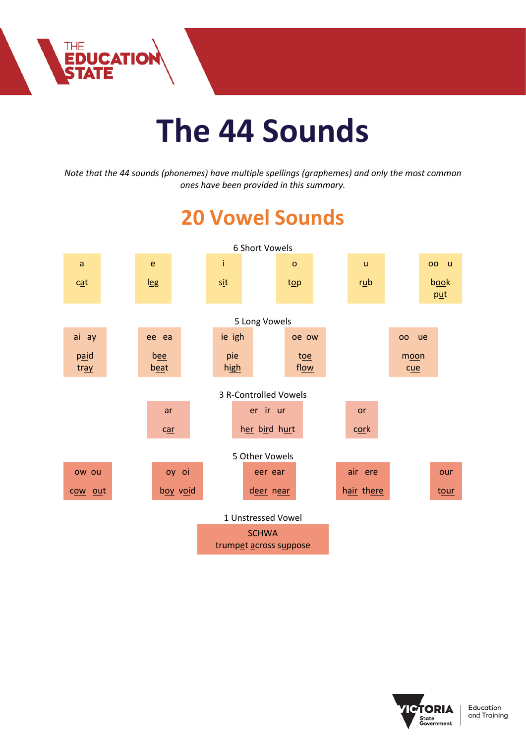# The 44 Sounds

*Note that the 44 sounds (phonemes) have multiple spellings (graphemes) and only the most common ones have been provided in this summary.*

## 20 Vowel Sounds

### 6 Short Vowels

| a | e | i | o | u | oo u |
|---|---|---|---|---|---|
| cat | leg | sit | top | rub | book put |

### 5 Long Vowels

| ai ay | ee ea | ie igh | oe ow | oo ue |
|---|---|---|---|---|
| paid tray | bee beat | pie high | toe flow | moon cue |

### 3 R-Controlled Vowels

| ar | er ir ur | or |
|---|---|---|
| car | her bird hurt | cork |

### 5 Other Vowels

| ow ou | oy oi | eer ear | air ere | our |
|---|---|---|---|---|
| cow out | boy void | deer near | hair there | tour |

### 1 Unstressed Vowel

| SCHWA |
|---|
| trumpet across suppose |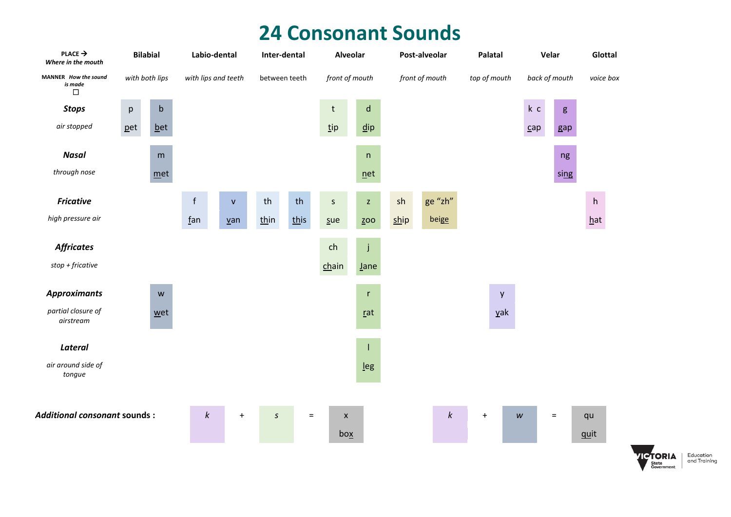# 24 Consonant Sounds

| PLACE → *Where in the mouth* | Bilabial | | Labio-dental | | Inter-dental | | Alveolar | | Post-alveolar | | Palatal | Velar | | Glottal |
|---|---|---|---|---|---|---|---|---|---|---|---|---|---|---|
| MANNER *How the sound is made* | *with both lips* | | *with lips and teeth* | | *between teeth* | | *front of mouth* | | *front of mouth* | | *top of mouth* | *back of mouth* | | *voice box* |
| ***Stops*** *air stopped* | p pet | b bet | | | | | t tip | d dip | | | | k c cap | g gap | |
| ***Nasal*** *through nose* | | m met | | | | | | n net | | | | | ng sing | |
| ***Fricative*** *high pressure air* | | | f fan | v van | th thin | th this | s sue | z zoo | sh ship | ge "zh" beige | | | | h hat |
| ***Affricates*** *stop + fricative* | | | | | | | ch chain | j Jane | | | | | | |
| ***Approximants*** *partial closure of airstream* | | w wet | | | | | | r rat | | | y yak | | | |
| ***Lateral*** *air around side of tongue* | | | | | | | | l leg | | | | | | |

***Additional consonant* sounds :**

*k* + *s* = x box

*k* + *w* = qu quit